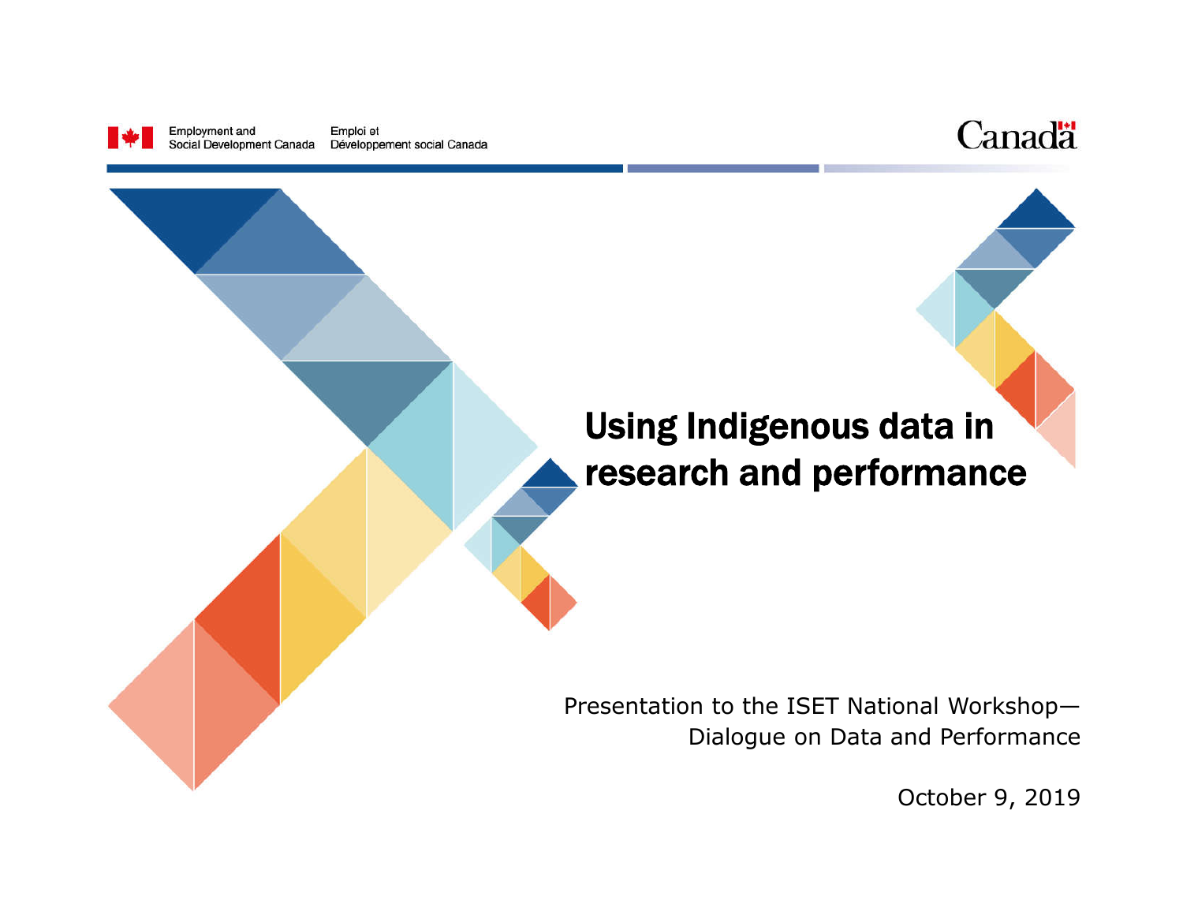Employment and Social Development Canada / Emploi et Développement social Canada

Canada

# Using Indigenous data in research and performance

Presentation to the ISET National Workshop—Dialogue on Data and Performance

October 9, 2019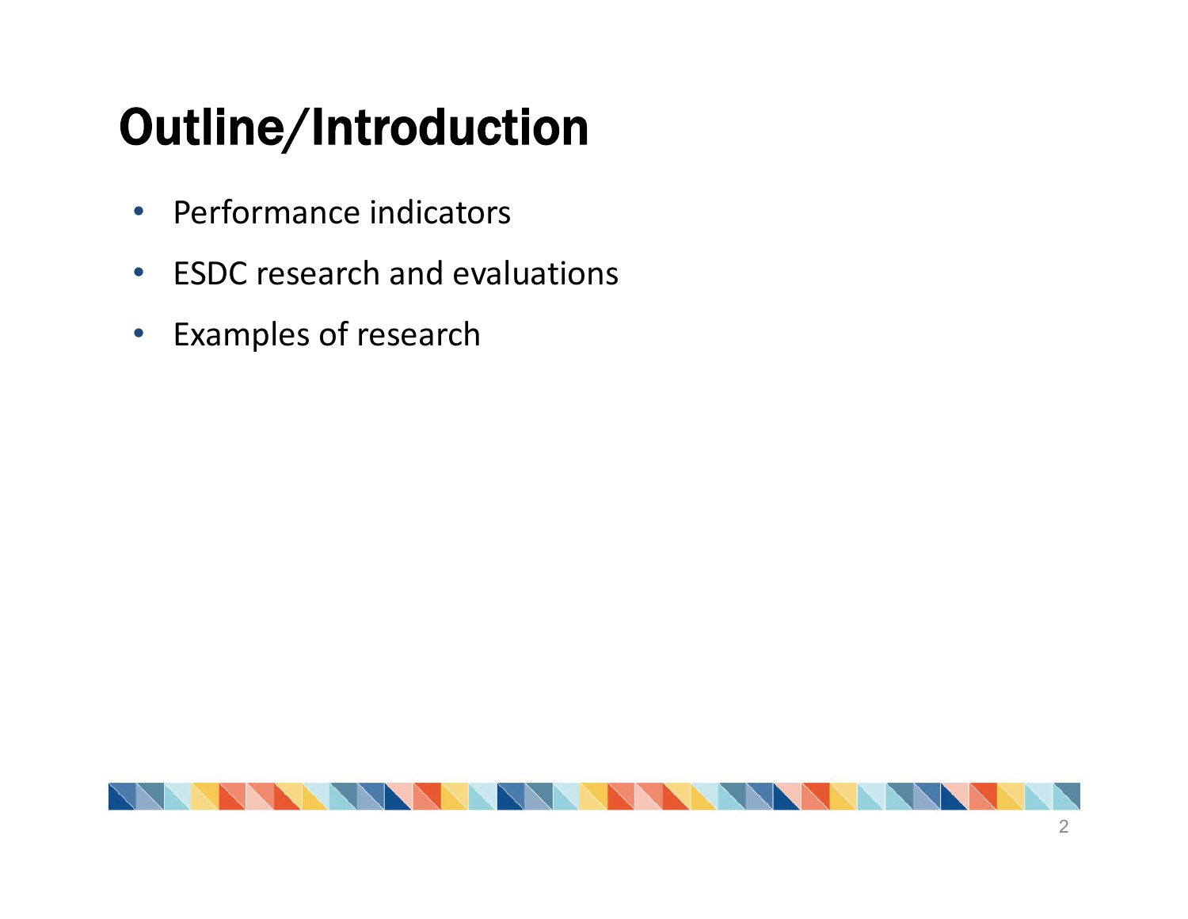# Outline/Introduction

- Performance indicators
- ESDC research and evaluations
- Examples of research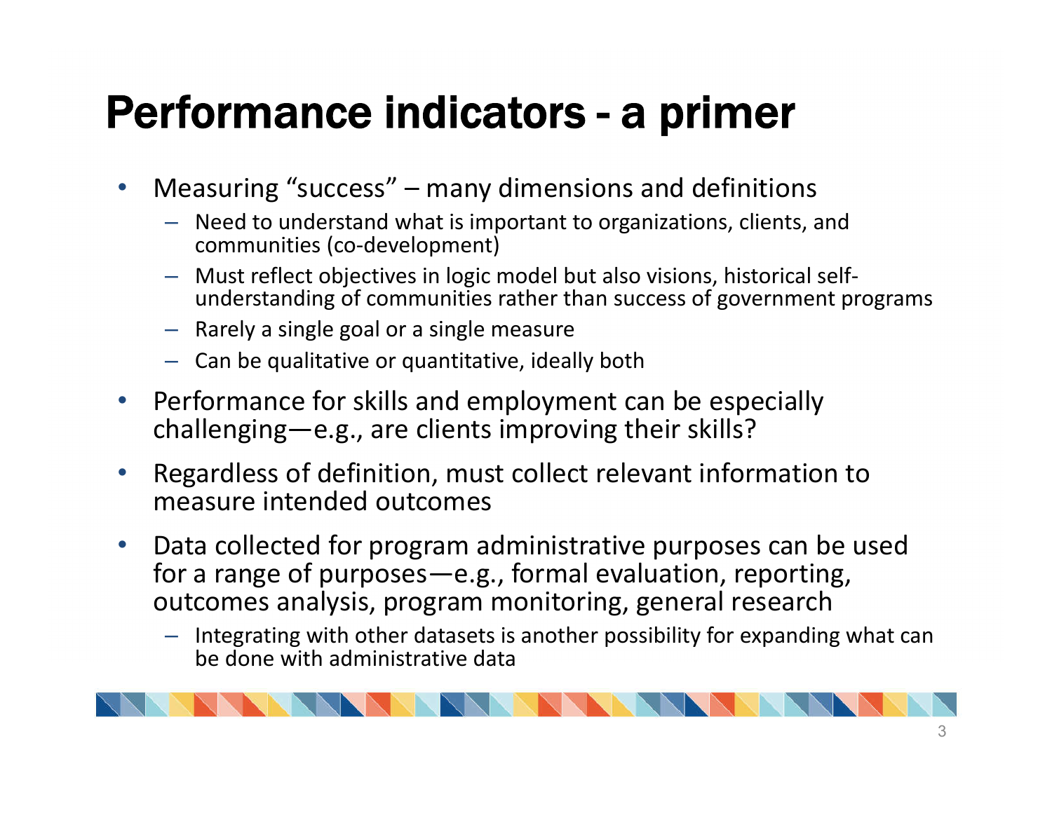# Performance indicators - a primer

- Measuring "success" – many dimensions and definitions
  - Need to understand what is important to organizations, clients, and communities (co-development)
  - Must reflect objectives in logic model but also visions, historical self-understanding of communities rather than success of government programs
  - Rarely a single goal or a single measure
  - Can be qualitative or quantitative, ideally both
- Performance for skills and employment can be especially challenging—e.g., are clients improving their skills?
- Regardless of definition, must collect relevant information to measure intended outcomes
- Data collected for program administrative purposes can be used for a range of purposes—e.g., formal evaluation, reporting, outcomes analysis, program monitoring, general research
  - Integrating with other datasets is another possibility for expanding what can be done with administrative data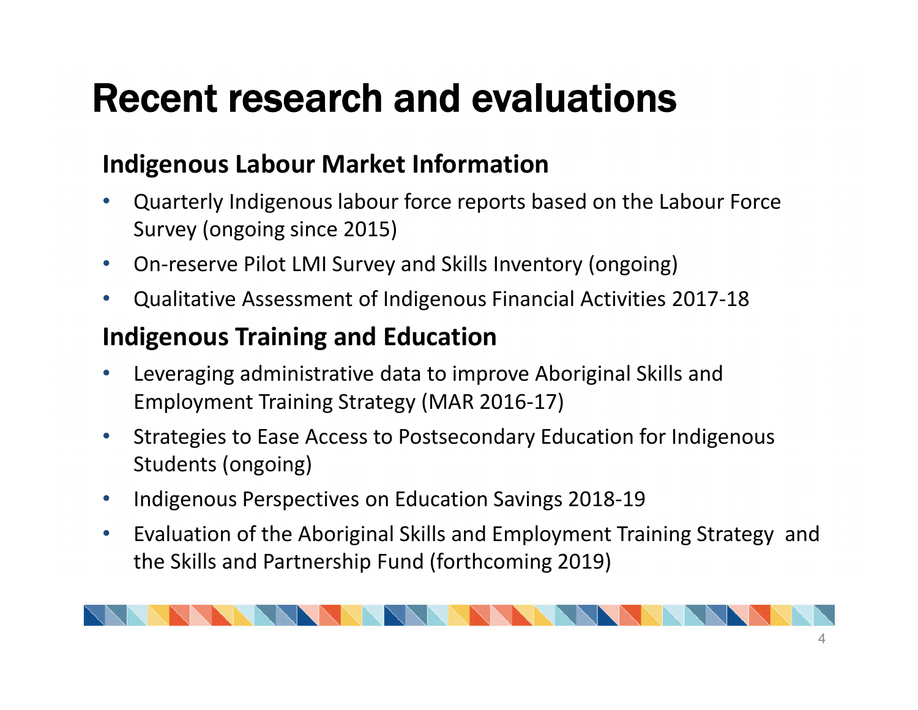# Recent research and evaluations

## Indigenous Labour Market Information

- Quarterly Indigenous labour force reports based on the Labour Force Survey (ongoing since 2015)
- On-reserve Pilot LMI Survey and Skills Inventory (ongoing)
- Qualitative Assessment of Indigenous Financial Activities 2017-18

## Indigenous Training and Education

- Leveraging administrative data to improve Aboriginal Skills and Employment Training Strategy (MAR 2016-17)
- Strategies to Ease Access to Postsecondary Education for Indigenous Students (ongoing)
- Indigenous Perspectives on Education Savings 2018-19
- Evaluation of the Aboriginal Skills and Employment Training Strategy and the Skills and Partnership Fund (forthcoming 2019)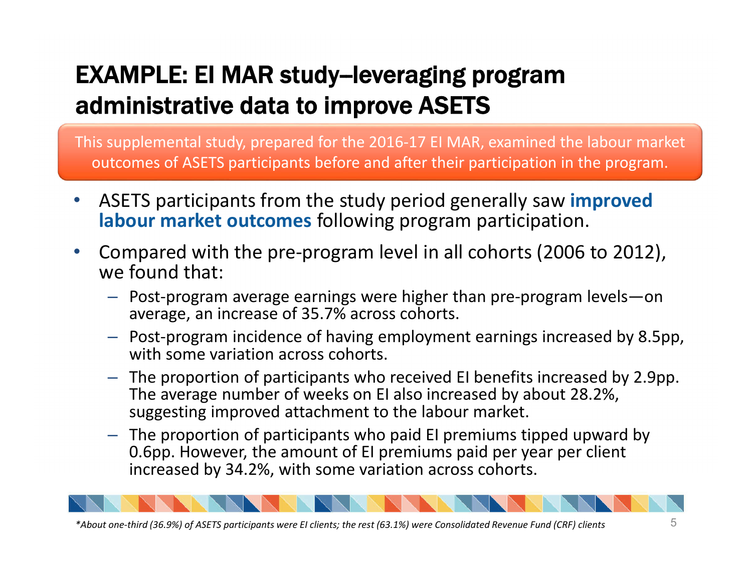# EXAMPLE: EI MAR study–leveraging program administrative data to improve ASETS

This supplemental study, prepared for the 2016-17 EI MAR, examined the labour market outcomes of ASETS participants before and after their participation in the program.

- ASETS participants from the study period generally saw **improved labour market outcomes** following program participation.
- Compared with the pre-program level in all cohorts (2006 to 2012), we found that:
  - Post-program average earnings were higher than pre-program levels—on average, an increase of 35.7% across cohorts.
  - Post-program incidence of having employment earnings increased by 8.5pp, with some variation across cohorts.
  - The proportion of participants who received EI benefits increased by 2.9pp. The average number of weeks on EI also increased by about 28.2%, suggesting improved attachment to the labour market.
  - The proportion of participants who paid EI premiums tipped upward by 0.6pp. However, the amount of EI premiums paid per year per client increased by 34.2%, with some variation across cohorts.

*\*About one-third (36.9%) of ASETS participants were EI clients; the rest (63.1%) were Consolidated Revenue Fund (CRF) clients*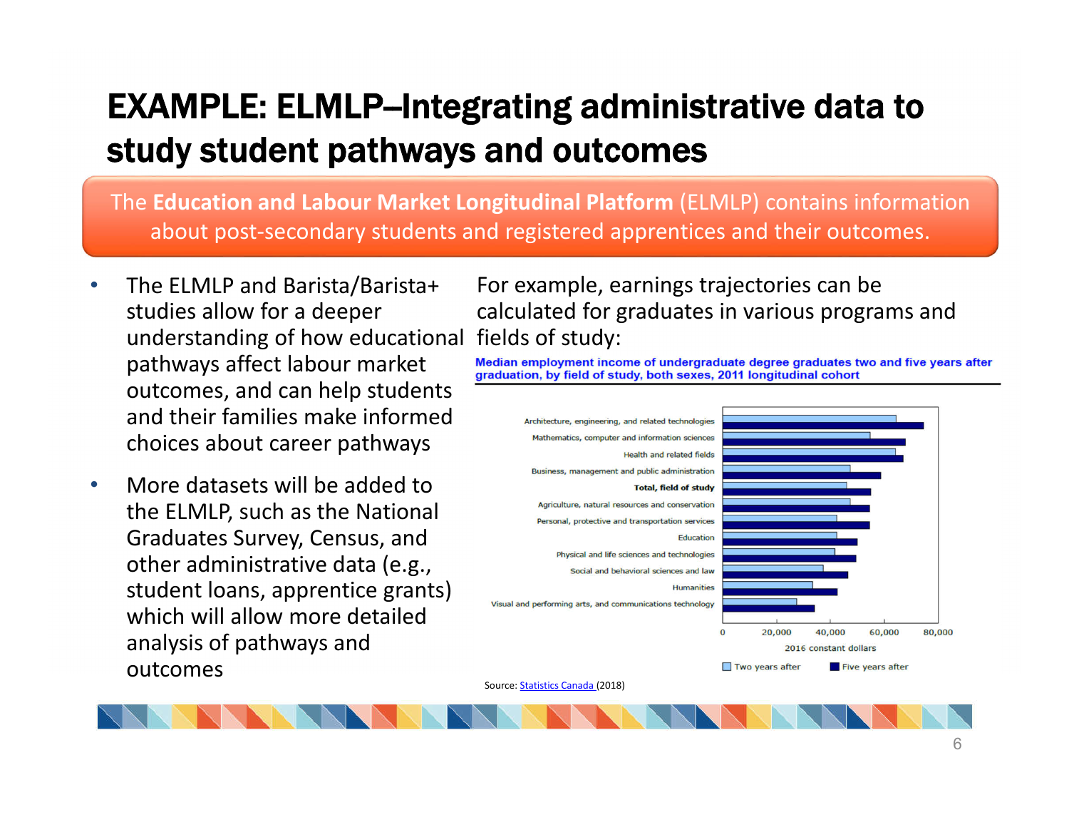# EXAMPLE: ELMLP–Integrating administrative data to study student pathways and outcomes

The **Education and Labour Market Longitudinal Platform** (ELMLP) contains information about post-secondary students and registered apprentices and their outcomes.

- The ELMLP and Barista/Barista+ studies allow for a deeper understanding of how educational pathways affect labour market outcomes, and can help students and their families make informed choices about career pathways
- More datasets will be added to the ELMLP, such as the National Graduates Survey, Census, and other administrative data (e.g., student loans, apprentice grants) which will allow more detailed analysis of pathways and outcomes

For example, earnings trajectories can be calculated for graduates in various programs and fields of study:

**Median employment income of undergraduate degree graduates two and five years after graduation, by field of study, both sexes, 2011 longitudinal cohort**

Architecture, engineering, and related technologies
Mathematics, computer and information sciences
Health and related fields
Business, management and public administration
**Total, field of study**
Agriculture, natural resources and conservation
Personal, protective and transportation services
Education
Physical and life sciences and technologies
Social and behavioral sciences and law
Humanities
Visual and performing arts, and communications technology

0 20,000 40,000 60,000 80,000

2016 constant dollars

Two years after Five years after

Source: Statistics Canada (2018)